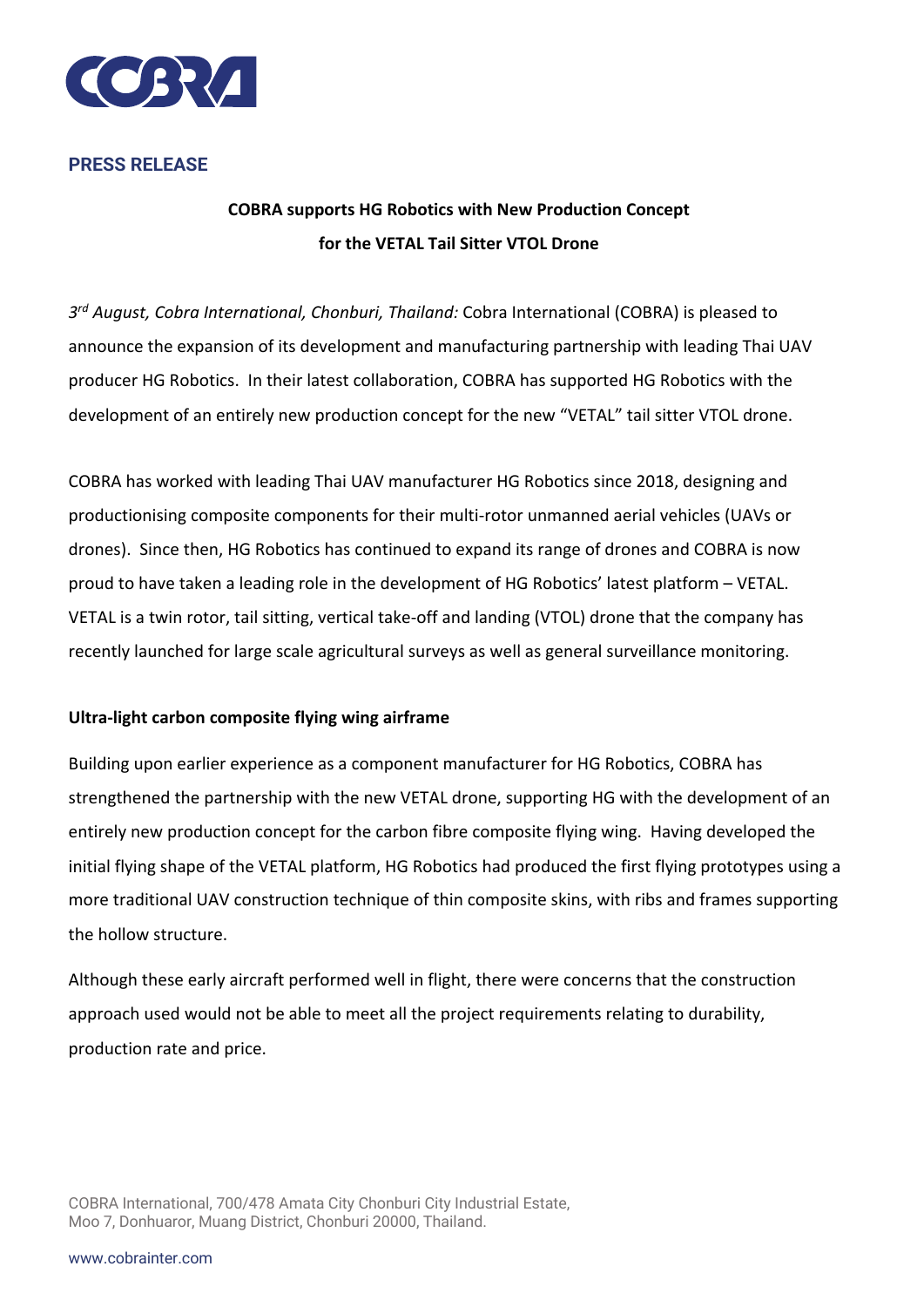**PRESS RELEASE**

# COBRA supports HG Robotics with New Production Concept for the VETAL Tail Sitter VTOL Drone

*3rd August, Cobra International, Chonburi, Thailand:* Cobra International (COBRA) is pleased to announce the expansion of its development and manufacturing partnership with leading Thai UAV producer HG Robotics. In their latest collaboration, COBRA has supported HG Robotics with the development of an entirely new production concept for the new "VETAL" tail sitter VTOL drone.

COBRA has worked with leading Thai UAV manufacturer HG Robotics since 2018, designing and productionising composite components for their multi-rotor unmanned aerial vehicles (UAVs or drones). Since then, HG Robotics has continued to expand its range of drones and COBRA is now proud to have taken a leading role in the development of HG Robotics' latest platform – VETAL. VETAL is a twin rotor, tail sitting, vertical take-off and landing (VTOL) drone that the company has recently launched for large scale agricultural surveys as well as general surveillance monitoring.

## Ultra-light carbon composite flying wing airframe

Building upon earlier experience as a component manufacturer for HG Robotics, COBRA has strengthened the partnership with the new VETAL drone, supporting HG with the development of an entirely new production concept for the carbon fibre composite flying wing. Having developed the initial flying shape of the VETAL platform, HG Robotics had produced the first flying prototypes using a more traditional UAV construction technique of thin composite skins, with ribs and frames supporting the hollow structure.

Although these early aircraft performed well in flight, there were concerns that the construction approach used would not be able to meet all the project requirements relating to durability, production rate and price.

COBRA International, 700/478 Amata City Chonburi City Industrial Estate, Moo 7, Donhuaror, Muang District, Chonburi 20000, Thailand.

www.cobrainter.com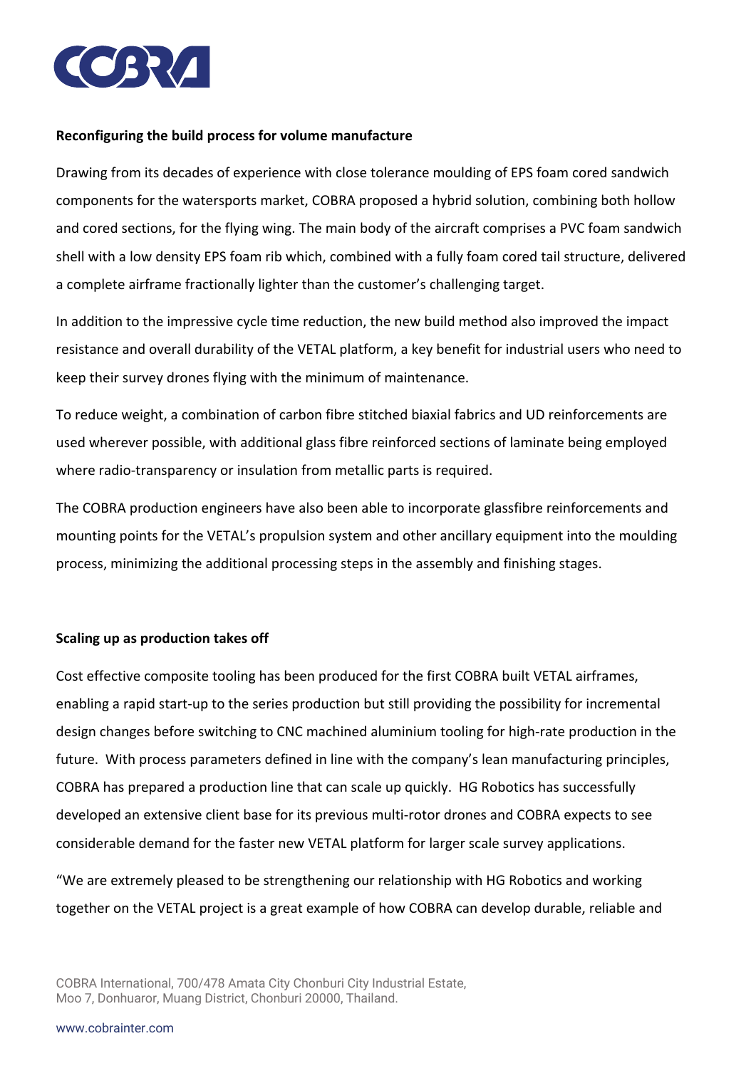**Reconfiguring the build process for volume manufacture**

Drawing from its decades of experience with close tolerance moulding of EPS foam cored sandwich components for the watersports market, COBRA proposed a hybrid solution, combining both hollow and cored sections, for the flying wing. The main body of the aircraft comprises a PVC foam sandwich shell with a low density EPS foam rib which, combined with a fully foam cored tail structure, delivered a complete airframe fractionally lighter than the customer's challenging target.

In addition to the impressive cycle time reduction, the new build method also improved the impact resistance and overall durability of the VETAL platform, a key benefit for industrial users who need to keep their survey drones flying with the minimum of maintenance.

To reduce weight, a combination of carbon fibre stitched biaxial fabrics and UD reinforcements are used wherever possible, with additional glass fibre reinforced sections of laminate being employed where radio-transparency or insulation from metallic parts is required.

The COBRA production engineers have also been able to incorporate glassfibre reinforcements and mounting points for the VETAL's propulsion system and other ancillary equipment into the moulding process, minimizing the additional processing steps in the assembly and finishing stages.

**Scaling up as production takes off**

Cost effective composite tooling has been produced for the first COBRA built VETAL airframes, enabling a rapid start-up to the series production but still providing the possibility for incremental design changes before switching to CNC machined aluminium tooling for high-rate production in the future. With process parameters defined in line with the company's lean manufacturing principles, COBRA has prepared a production line that can scale up quickly. HG Robotics has successfully developed an extensive client base for its previous multi-rotor drones and COBRA expects to see considerable demand for the faster new VETAL platform for larger scale survey applications.

"We are extremely pleased to be strengthening our relationship with HG Robotics and working together on the VETAL project is a great example of how COBRA can develop durable, reliable and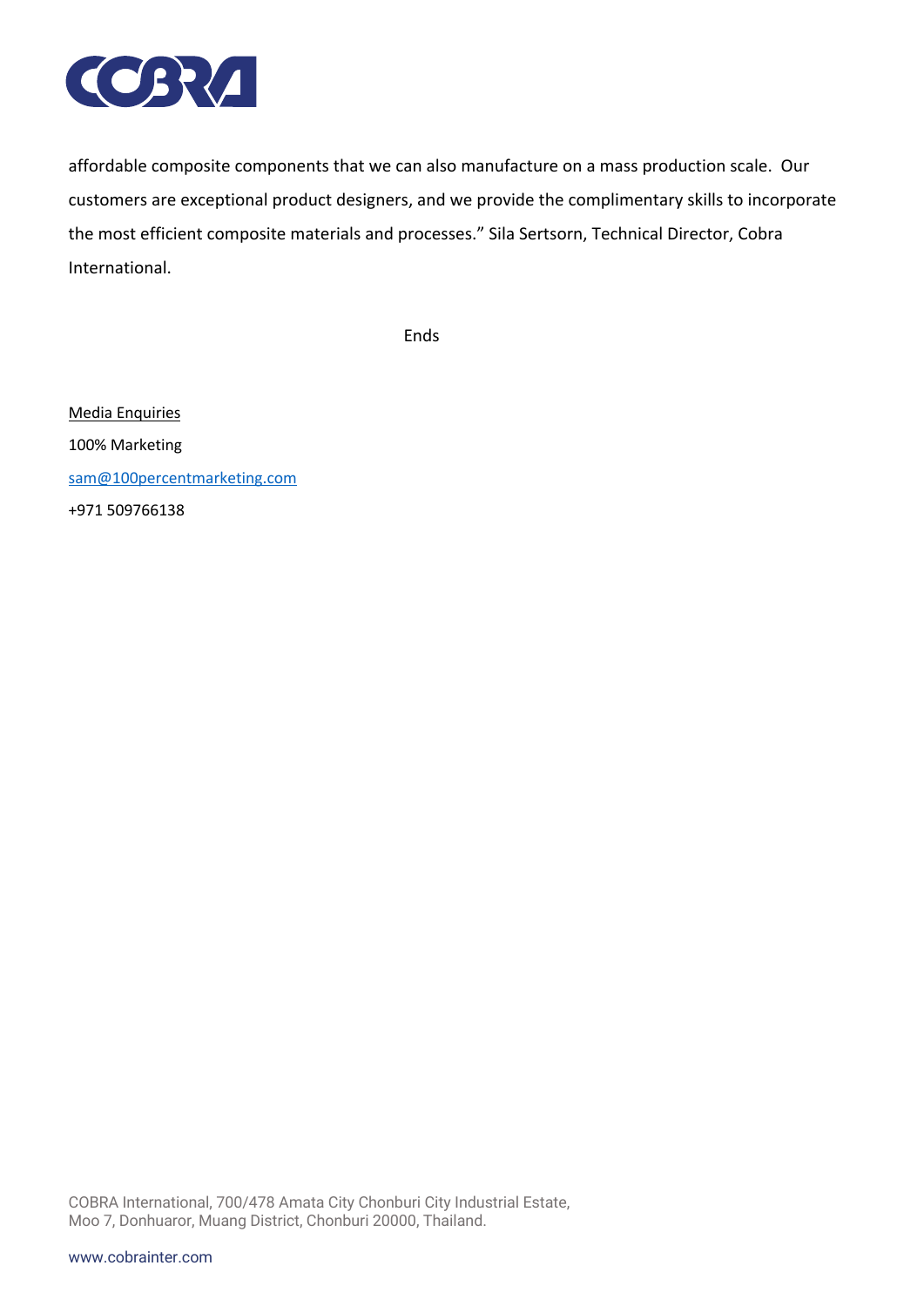affordable composite components that we can also manufacture on a mass production scale. Our customers are exceptional product designers, and we provide the complimentary skills to incorporate the most efficient composite materials and processes." Sila Sertsorn, Technical Director, Cobra International.

Ends

Media Enquiries

100% Marketing

sam@100percentmarketing.com

+971 509766138

COBRA International, 700/478 Amata City Chonburi City Industrial Estate, Moo 7, Donhuaror, Muang District, Chonburi 20000, Thailand.

www.cobrainter.com